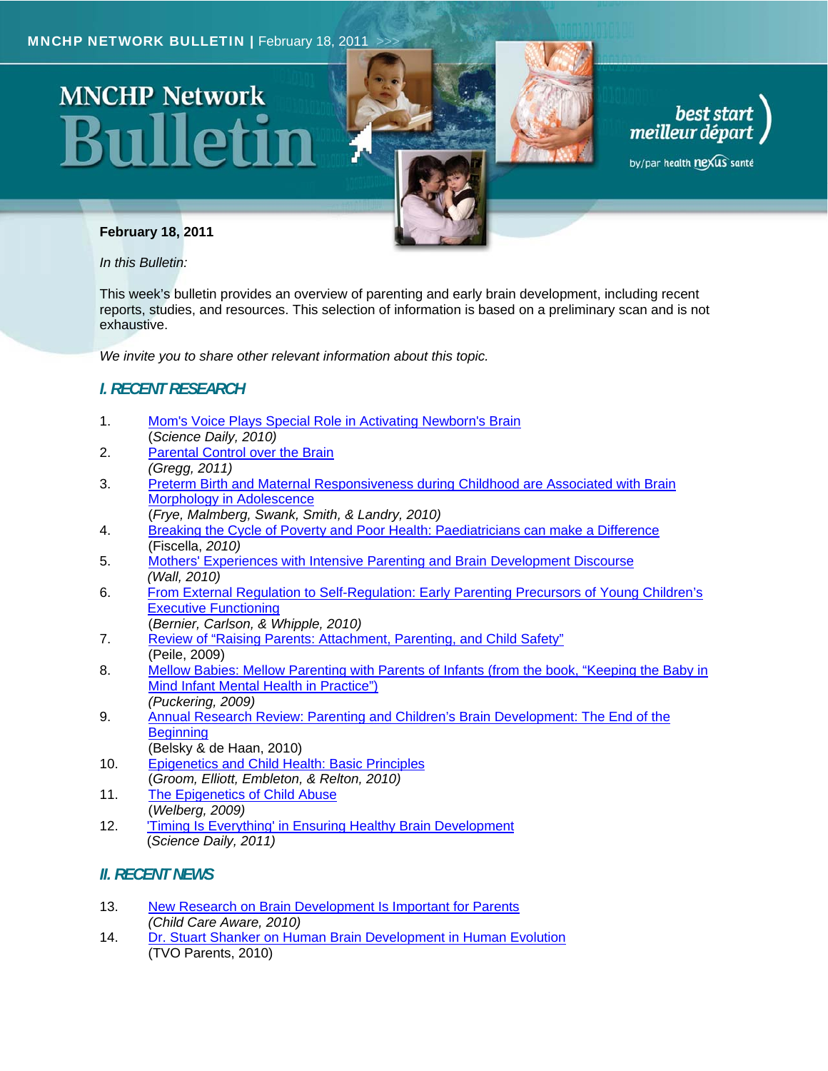MNCHP NETWORK BULLETIN | February 18, 2011

# MNCHP Network Bulletin

best start meilleur départ by/par health nexus santé

**February 18, 2011**

*In this Bulletin:*

This week's bulletin provides an overview of parenting and early brain development, including recent reports, studies, and resources. This selection of information is based on a preliminary scan and is not exhaustive.

*We invite you to share other relevant information about this topic.*

## I. RECENT RESEARCH

1. Mom's Voice Plays Special Role in Activating Newborn's Brain
(*Science Daily, 2010)*
2. Parental Control over the Brain
*(Gregg, 2011)*
3. Preterm Birth and Maternal Responsiveness during Childhood are Associated with Brain Morphology in Adolescence
(*Frye, Malmberg, Swank, Smith, & Landry, 2010)*
4. Breaking the Cycle of Poverty and Poor Health: Paediatricians can make a Difference
(Fiscella, *2010)*
5. Mothers' Experiences with Intensive Parenting and Brain Development Discourse
*(Wall, 2010)*
6. From External Regulation to Self-Regulation: Early Parenting Precursors of Young Children's Executive Functioning
(*Bernier, Carlson, & Whipple, 2010)*
7. Review of "Raising Parents: Attachment, Parenting, and Child Safety"
(Peile, 2009)
8. Mellow Babies: Mellow Parenting with Parents of Infants (from the book, "Keeping the Baby in Mind Infant Mental Health in Practice")
*(Puckering, 2009)*
9. Annual Research Review: Parenting and Children's Brain Development: The End of the Beginning
(Belsky & de Haan, 2010)
10. Epigenetics and Child Health: Basic Principles
(*Groom, Elliott, Embleton, & Relton, 2010)*
11. The Epigenetics of Child Abuse
(*Welberg, 2009)*
12. 'Timing Is Everything' in Ensuring Healthy Brain Development
(*Science Daily, 2011)*

## II. RECENT NEWS

13. New Research on Brain Development Is Important for Parents
*(Child Care Aware, 2010)*
14. Dr. Stuart Shanker on Human Brain Development in Human Evolution
(TVO Parents, 2010)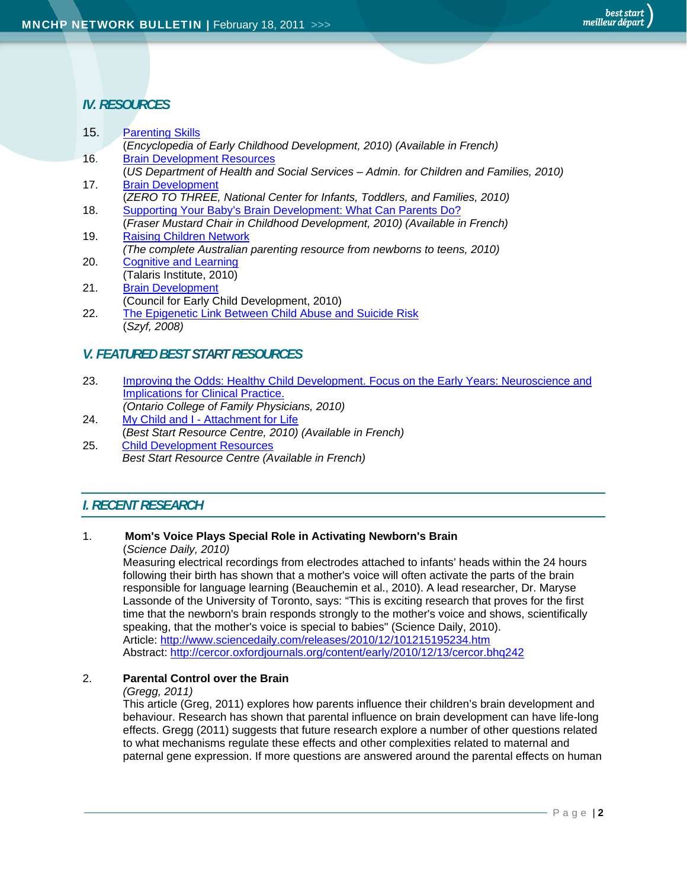## IV. RESOURCES

15. Parenting Skills
    (*Encyclopedia of Early Childhood Development, 2010) (Available in French)*
16. Brain Development Resources
    (*US Department of Health and Social Services – Admin. for Children and Families, 2010)*
17. Brain Development
    (*ZERO TO THREE, National Center for Infants, Toddlers, and Families, 2010)*
18. Supporting Your Baby's Brain Development: What Can Parents Do?
    (*Fraser Mustard Chair in Childhood Development, 2010) (Available in French)*
19. Raising Children Network
    *(The complete Australian parenting resource from newborns to teens, 2010)*
20. Cognitive and Learning
    (Talaris Institute, 2010)
21. Brain Development
    (Council for Early Child Development, 2010)
22. The Epigenetic Link Between Child Abuse and Suicide Risk
    (*Szyf, 2008)*

## V. FEATURED BEST START RESOURCES

23. Improving the Odds: Healthy Child Development. Focus on the Early Years: Neuroscience and Implications for Clinical Practice.
    *(Ontario College of Family Physicians, 2010)*
24. My Child and I - Attachment for Life
    (*Best Start Resource Centre, 2010) (Available in French)*
25. Child Development Resources
    *Best Start Resource Centre (Available in French)*

## I. RECENT RESEARCH

1. **Mom's Voice Plays Special Role in Activating Newborn's Brain**
   (*Science Daily, 2010)*
   Measuring electrical recordings from electrodes attached to infants' heads within the 24 hours following their birth has shown that a mother's voice will often activate the parts of the brain responsible for language learning (Beauchemin et al., 2010). A lead researcher, Dr. Maryse Lassonde of the University of Toronto, says: "This is exciting research that proves for the first time that the newborn's brain responds strongly to the mother's voice and shows, scientifically speaking, that the mother's voice is special to babies" (Science Daily, 2010).
   Article: http://www.sciencedaily.com/releases/2010/12/101215195234.htm
   Abstract: http://cercor.oxfordjournals.org/content/early/2010/12/13/cercor.bhq242

2. **Parental Control over the Brain**
   *(Gregg, 2011)*
   This article (Greg, 2011) explores how parents influence their children's brain development and behaviour. Research has shown that parental influence on brain development can have life-long effects. Gregg (2011) suggests that future research explore a number of other questions related to what mechanisms regulate these effects and other complexities related to maternal and paternal gene expression. If more questions are answered around the parental effects on human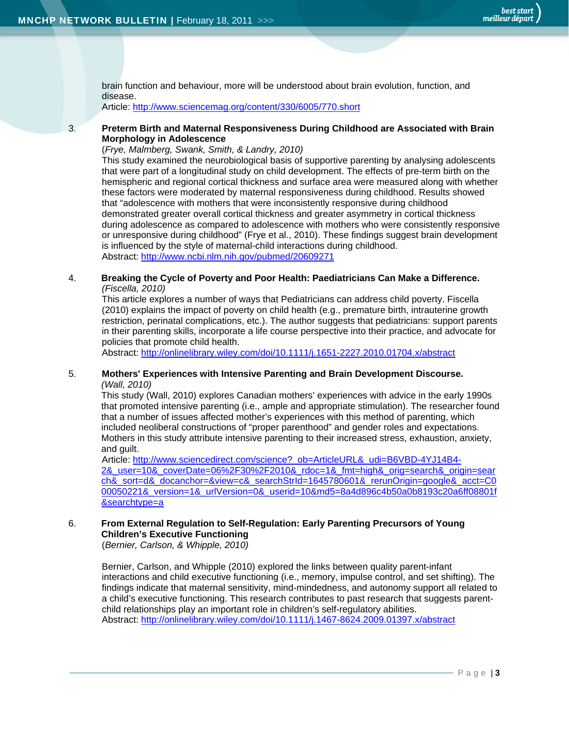brain function and behaviour, more will be understood about brain evolution, function, and disease.
Article: http://www.sciencemag.org/content/330/6005/770.short

3. **Preterm Birth and Maternal Responsiveness During Childhood are Associated with Brain Morphology in Adolescence**
(*Frye, Malmberg, Swank, Smith, & Landry, 2010)*
This study examined the neurobiological basis of supportive parenting by analysing adolescents that were part of a longitudinal study on child development. The effects of pre-term birth on the hemispheric and regional cortical thickness and surface area were measured along with whether these factors were moderated by maternal responsiveness during childhood. Results showed that "adolescence with mothers that were inconsistently responsive during childhood demonstrated greater overall cortical thickness and greater asymmetry in cortical thickness during adolescence as compared to adolescence with mothers who were consistently responsive or unresponsive during childhood" (Frye et al., 2010). These findings suggest brain development is influenced by the style of maternal-child interactions during childhood.
Abstract: http://www.ncbi.nlm.nih.gov/pubmed/20609271

4. **Breaking the Cycle of Poverty and Poor Health: Paediatricians Can Make a Difference.**
*(Fiscella, 2010)*
This article explores a number of ways that Pediatricians can address child poverty. Fiscella (2010) explains the impact of poverty on child health (e.g., premature birth, intrauterine growth restriction, perinatal complications, etc.). The author suggests that pediatricians: support parents in their parenting skills, incorporate a life course perspective into their practice, and advocate for policies that promote child health.
Abstract: http://onlinelibrary.wiley.com/doi/10.1111/j.1651-2227.2010.01704.x/abstract

5. **Mothers' Experiences with Intensive Parenting and Brain Development Discourse.**
*(Wall, 2010)*
This study (Wall, 2010) explores Canadian mothers' experiences with advice in the early 1990s that promoted intensive parenting (i.e., ample and appropriate stimulation). The researcher found that a number of issues affected mother's experiences with this method of parenting, which included neoliberal constructions of "proper parenthood" and gender roles and expectations. Mothers in this study attribute intensive parenting to their increased stress, exhaustion, anxiety, and guilt.
Article: http://www.sciencedirect.com/science?_ob=ArticleURL&_udi=B6VBD-4YJ14B4-2&_user=10&_coverDate=06%2F30%2F2010&_rdoc=1&_fmt=high&_orig=search&_origin=search&_sort=d&_docanchor=&view=c&_searchStrId=1645780601&_rerunOrigin=google&_acct=C000050221&_version=1&_urlVersion=0&_userid=10&md5=8a4d896c4b50a0b8193c20a6ff08801f&searchtype=a

6. **From External Regulation to Self-Regulation: Early Parenting Precursors of Young Children's Executive Functioning**
(*Bernier, Carlson, & Whipple, 2010)*

Bernier, Carlson, and Whipple (2010) explored the links between quality parent-infant interactions and child executive functioning (i.e., memory, impulse control, and set shifting). The findings indicate that maternal sensitivity, mind-mindedness, and autonomy support all related to a child's executive functioning. This research contributes to past research that suggests parent-child relationships play an important role in children's self-regulatory abilities.
Abstract: http://onlinelibrary.wiley.com/doi/10.1111/j.1467-8624.2009.01397.x/abstract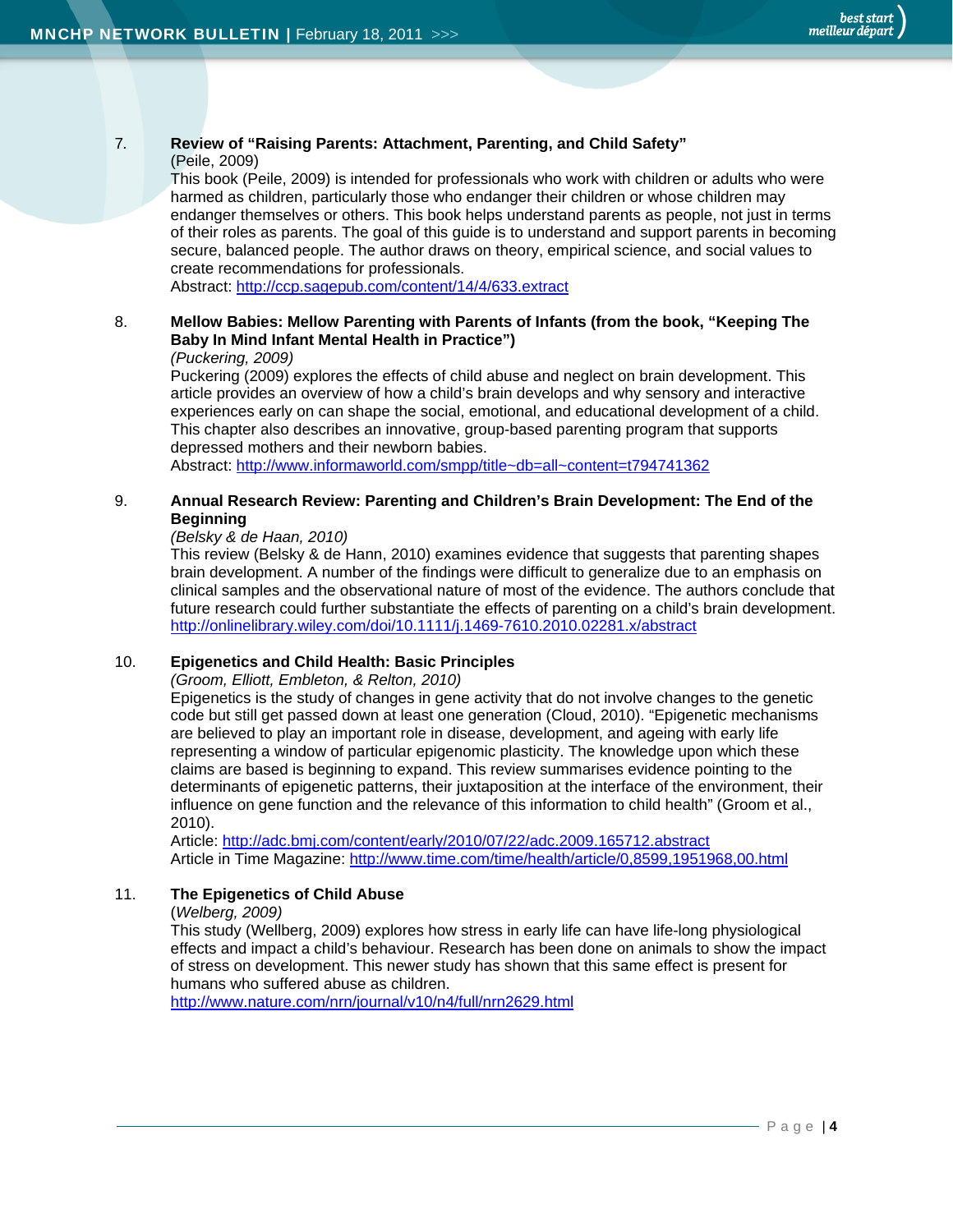7. **Review of "Raising Parents: Attachment, Parenting, and Child Safety"**
   (Peile, 2009)
   This book (Peile, 2009) is intended for professionals who work with children or adults who were harmed as children, particularly those who endanger their children or whose children may endanger themselves or others. This book helps understand parents as people, not just in terms of their roles as parents. The goal of this guide is to understand and support parents in becoming secure, balanced people. The author draws on theory, empirical science, and social values to create recommendations for professionals.
   Abstract: http://ccp.sagepub.com/content/14/4/633.extract

8. **Mellow Babies: Mellow Parenting with Parents of Infants (from the book, "Keeping The Baby In Mind Infant Mental Health in Practice")**
   *(Puckering, 2009)*
   Puckering (2009) explores the effects of child abuse and neglect on brain development. This article provides an overview of how a child's brain develops and why sensory and interactive experiences early on can shape the social, emotional, and educational development of a child. This chapter also describes an innovative, group-based parenting program that supports depressed mothers and their newborn babies.
   Abstract: http://www.informaworld.com/smpp/title~db=all~content=t794741362

9. **Annual Research Review: Parenting and Children's Brain Development: The End of the Beginning**
   *(Belsky & de Haan, 2010)*
   This review (Belsky & de Hann, 2010) examines evidence that suggests that parenting shapes brain development. A number of the findings were difficult to generalize due to an emphasis on clinical samples and the observational nature of most of the evidence. The authors conclude that future research could further substantiate the effects of parenting on a child's brain development.
   http://onlinelibrary.wiley.com/doi/10.1111/j.1469-7610.2010.02281.x/abstract

10. **Epigenetics and Child Health: Basic Principles**
    *(Groom, Elliott, Embleton, & Relton, 2010)*
    Epigenetics is the study of changes in gene activity that do not involve changes to the genetic code but still get passed down at least one generation (Cloud, 2010). "Epigenetic mechanisms are believed to play an important role in disease, development, and ageing with early life representing a window of particular epigenomic plasticity. The knowledge upon which these claims are based is beginning to expand. This review summarises evidence pointing to the determinants of epigenetic patterns, their juxtaposition at the interface of the environment, their influence on gene function and the relevance of this information to child health" (Groom et al., 2010).
    Article: http://adc.bmj.com/content/early/2010/07/22/adc.2009.165712.abstract
    Article in Time Magazine: http://www.time.com/time/health/article/0,8599,1951968,00.html

11. **The Epigenetics of Child Abuse**
    (*Welberg, 2009)*
    This study (Wellberg, 2009) explores how stress in early life can have life-long physiological effects and impact a child's behaviour. Research has been done on animals to show the impact of stress on development. This newer study has shown that this same effect is present for humans who suffered abuse as children.
    http://www.nature.com/nrn/journal/v10/n4/full/nrn2629.html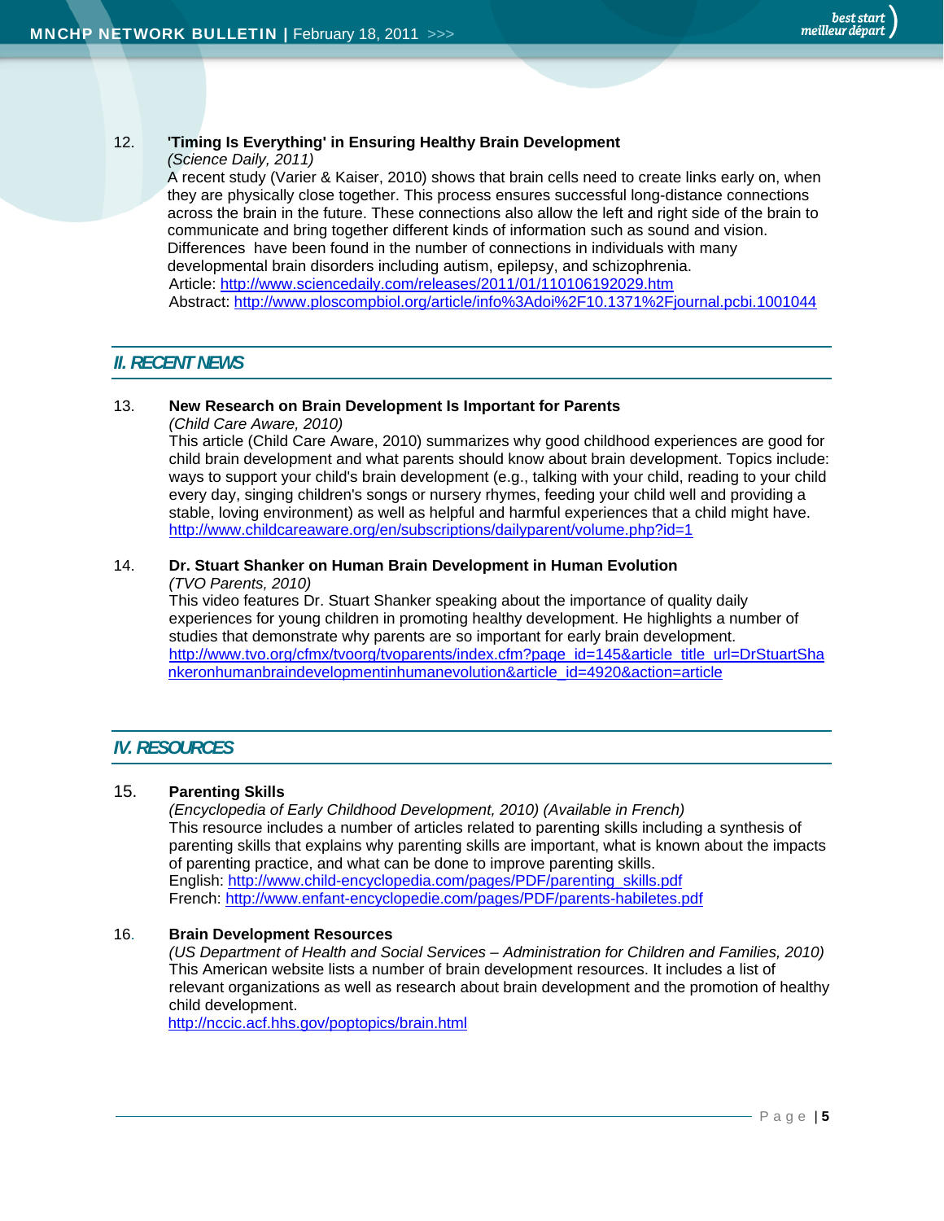12. **'Timing Is Everything' in Ensuring Healthy Brain Development**
*(Science Daily, 2011)*
A recent study (Varier & Kaiser, 2010) shows that brain cells need to create links early on, when they are physically close together. This process ensures successful long-distance connections across the brain in the future. These connections also allow the left and right side of the brain to communicate and bring together different kinds of information such as sound and vision. Differences have been found in the number of connections in individuals with many developmental brain disorders including autism, epilepsy, and schizophrenia.
Article: http://www.sciencedaily.com/releases/2011/01/110106192029.htm
Abstract: http://www.ploscompbiol.org/article/info%3Adoi%2F10.1371%2Fjournal.pcbi.1001044

## II. RECENT NEWS

13. **New Research on Brain Development Is Important for Parents**
*(Child Care Aware, 2010)*
This article (Child Care Aware, 2010) summarizes why good childhood experiences are good for child brain development and what parents should know about brain development. Topics include: ways to support your child's brain development (e.g., talking with your child, reading to your child every day, singing children's songs or nursery rhymes, feeding your child well and providing a stable, loving environment) as well as helpful and harmful experiences that a child might have.
http://www.childcareaware.org/en/subscriptions/dailyparent/volume.php?id=1

14. **Dr. Stuart Shanker on Human Brain Development in Human Evolution**
*(TVO Parents, 2010)*
This video features Dr. Stuart Shanker speaking about the importance of quality daily experiences for young children in promoting healthy development. He highlights a number of studies that demonstrate why parents are so important for early brain development.
http://www.tvo.org/cfmx/tvoorg/tvoparents/index.cfm?page_id=145&article_title_url=DrStuartShankeronhumanbraindevelopmentinhumanevolution&article_id=4920&action=article

## IV. RESOURCES

15. **Parenting Skills**
*(Encyclopedia of Early Childhood Development, 2010) (Available in French)*
This resource includes a number of articles related to parenting skills including a synthesis of parenting skills that explains why parenting skills are important, what is known about the impacts of parenting practice, and what can be done to improve parenting skills.
English: http://www.child-encyclopedia.com/pages/PDF/parenting_skills.pdf
French: http://www.enfant-encyclopedie.com/pages/PDF/parents-habiletes.pdf

16. **Brain Development Resources**
*(US Department of Health and Social Services – Administration for Children and Families, 2010)*
This American website lists a number of brain development resources. It includes a list of relevant organizations as well as research about brain development and the promotion of healthy child development.
http://nccic.acf.hhs.gov/poptopics/brain.html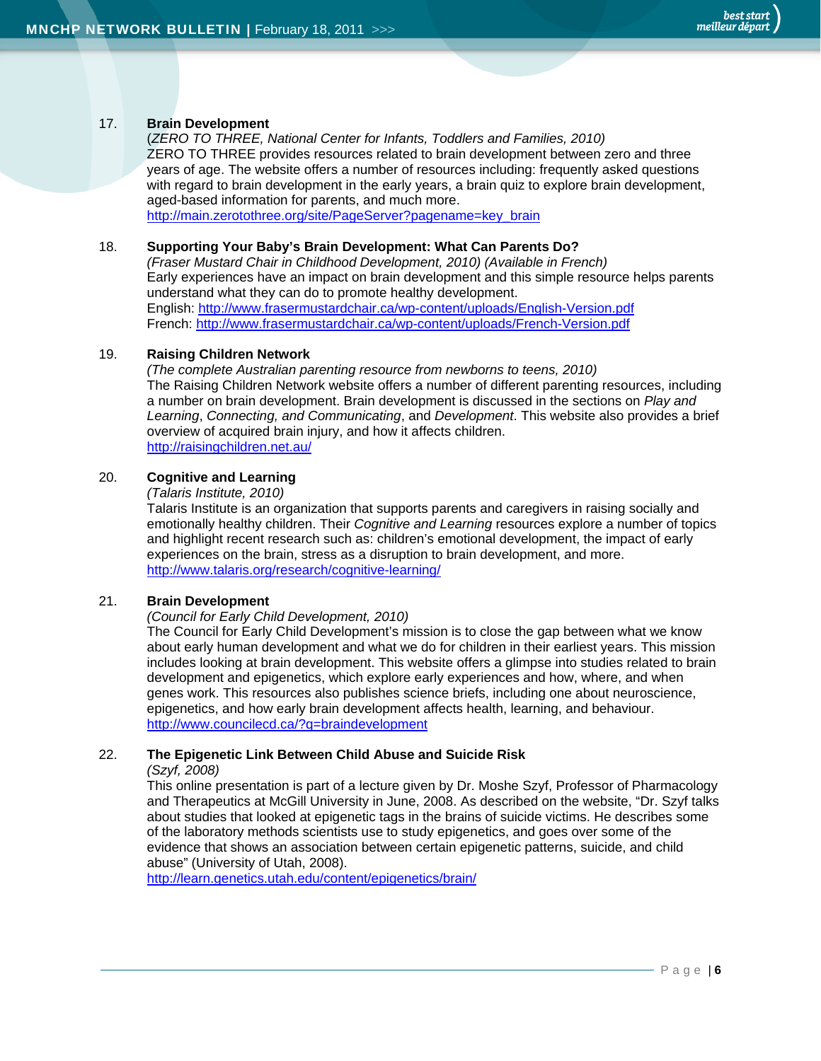17. **BrUNDAY**

17. **Brain Development**
(*ZERO TO THREE, National Center for Infants, Toddlers and Families, 2010)*
ZERO TO THREE provides resources related to brain development between zero and three years of age. The website offers a number of resources including: frequently asked questions with regard to brain development in the early years, a brain quiz to explore brain development, aged-based information for parents, and much more.
http://main.zerotothree.org/site/PageServer?pagename=key_brain

18. **Supporting Your Baby's Brain Development: What Can Parents Do?**
*(Fraser Mustard Chair in Childhood Development, 2010) (Available in French)*
Early experiences have an impact on brain development and this simple resource helps parents understand what they can do to promote healthy development.
English: http://www.frasermustardchair.ca/wp-content/uploads/English-Version.pdf
French: http://www.frasermustardchair.ca/wp-content/uploads/French-Version.pdf

19. **Raising Children Network**
*(The complete Australian parenting resource from newborns to teens, 2010)*
The Raising Children Network website offers a number of different parenting resources, including a number on brain development. Brain development is discussed in the sections on *Play and Learning*, *Connecting, and Communicating*, and *Development*. This website also provides a brief overview of acquired brain injury, and how it affects children.
http://raisingchildren.net.au/

20. **Cognitive and Learning**
*(Talaris Institute, 2010)*
Talaris Institute is an organization that supports parents and caregivers in raising socially and emotionally healthy children. Their *Cognitive and Learning* resources explore a number of topics and highlight recent research such as: children's emotional development, the impact of early experiences on the brain, stress as a disruption to brain development, and more.
http://www.talaris.org/research/cognitive-learning/

21. **Brain Development**
*(Council for Early Child Development, 2010)*
The Council for Early Child Development's mission is to close the gap between what we know about early human development and what we do for children in their earliest years. This mission includes looking at brain development. This website offers a glimpse into studies related to brain development and epigenetics, which explore early experiences and how, where, and when genes work. This resources also publishes science briefs, including one about neuroscience, epigenetics, and how early brain development affects health, learning, and behaviour.
http://www.councilecd.ca/?q=braindevelopment

22. **The Epigenetic Link Between Child Abuse and Suicide Risk**
*(Szyf, 2008)*
This online presentation is part of a lecture given by Dr. Moshe Szyf, Professor of Pharmacology and Therapeutics at McGill University in June, 2008. As described on the website, "Dr. Szyf talks about studies that looked at epigenetic tags in the brains of suicide victims. He describes some of the laboratory methods scientists use to study epigenetics, and goes over some of the evidence that shows an association between certain epigenetic patterns, suicide, and child abuse" (University of Utah, 2008).
http://learn.genetics.utah.edu/content/epigenetics/brain/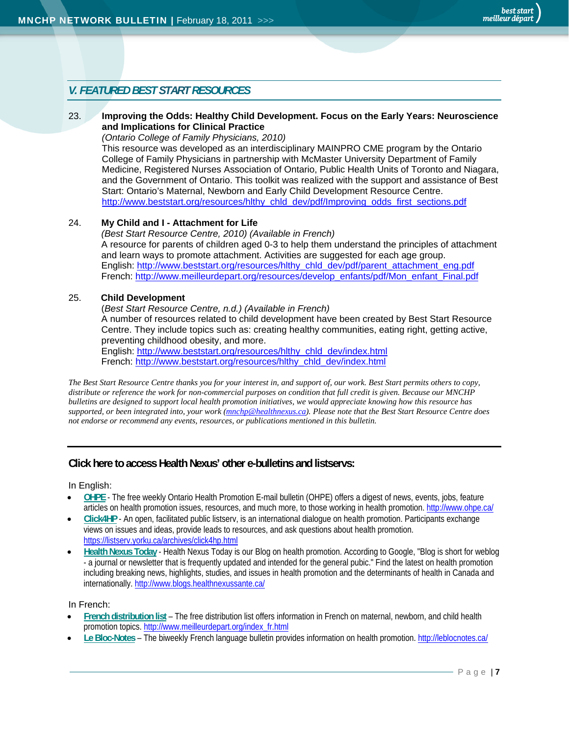## V. FEATURED BEST START RESOURCES

23. **Improving the Odds: Healthy Child Development. Focus on the Early Years: Neuroscience and Implications for Clinical Practice**
    *(Ontario College of Family Physicians, 2010)*
    This resource was developed as an interdisciplinary MAINPRO CME program by the Ontario College of Family Physicians in partnership with McMaster University Department of Family Medicine, Registered Nurses Association of Ontario, Public Health Units of Toronto and Niagara, and the Government of Ontario. This toolkit was realized with the support and assistance of Best Start: Ontario's Maternal, Newborn and Early Child Development Resource Centre.
    http://www.beststart.org/resources/hlthy_chld_dev/pdf/Improving_odds_first_sections.pdf

24. **My Child and I - Attachment for Life**
    *(Best Start Resource Centre, 2010) (Available in French)*
    A resource for parents of children aged 0-3 to help them understand the principles of attachment and learn ways to promote attachment. Activities are suggested for each age group.
    English: http://www.beststart.org/resources/hlthy_chld_dev/pdf/parent_attachment_eng.pdf
    French: http://www.meilleurdepart.org/resources/develop_enfants/pdf/Mon_enfant_Final.pdf

25. **Child Development**
    (*Best Start Resource Centre, n.d.) (Available in French)*
    A number of resources related to child development have been created by Best Start Resource Centre. They include topics such as: creating healthy communities, eating right, getting active, preventing childhood obesity, and more.
    English: http://www.beststart.org/resources/hlthy_chld_dev/index.html
    French: http://www.beststart.org/resources/hlthy_chld_dev/index.html

*The Best Start Resource Centre thanks you for your interest in, and support of, our work. Best Start permits others to copy, distribute or reference the work for non-commercial purposes on condition that full credit is given. Because our MNCHP bulletins are designed to support local health promotion initiatives, we would appreciate knowing how this resource has supported, or been integrated into, your work (mnchp@healthnexus.ca). Please note that the Best Start Resource Centre does not endorse or recommend any events, resources, or publications mentioned in this bulletin.*

---

### Click here to access Health Nexus' other e-bulletins and listservs:

In English:

- **OHPE** - The free weekly Ontario Health Promotion E-mail bulletin (OHPE) offers a digest of news, events, jobs, feature articles on health promotion issues, resources, and much more, to those working in health promotion. http://www.ohpe.ca/
- **Click4HP** - An open, facilitated public listserv, is an international dialogue on health promotion. Participants exchange views on issues and ideas, provide leads to resources, and ask questions about health promotion. https://listserv.yorku.ca/archives/click4hp.html
- **Health Nexus Today** - Health Nexus Today is our Blog on health promotion. According to Google, "Blog is short for weblog - a journal or newsletter that is frequently updated and intended for the general pubic." Find the latest on health promotion including breaking news, highlights, studies, and issues in health promotion and the determinants of health in Canada and internationally. http://www.blogs.healthnexussante.ca/

In French:

- **French distribution list** – The free distribution list offers information in French on maternal, newborn, and child health promotion topics. http://www.meilleurdepart.org/index_fr.html
- **Le Bloc-Notes** – The biweekly French language bulletin provides information on health promotion. http://leblocnotes.ca/